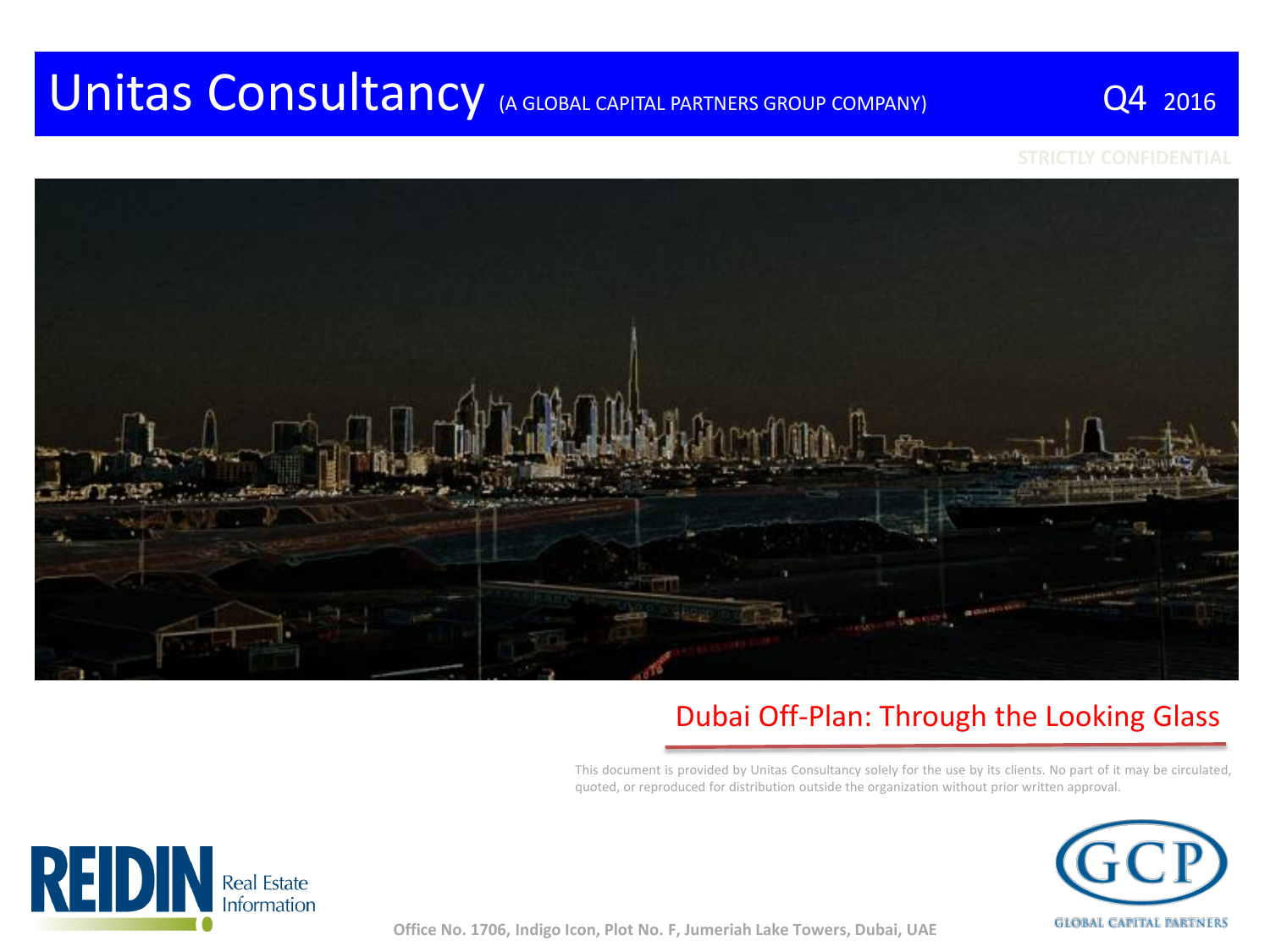# Unitas Consultancy (A GLOBAL CAPITAL PARTNERS GROUP COMPANY)

Q4 2016

STRICTLY CONFIDENTIAL

## Dubai Off-Plan: Through the Looking Glass

This document is provided by Unitas Consultancy solely for the use by its clients. No part of it may be circulated, quoted, or reproduced for distribution outside the organization without prior written approval.

REIDIN Real Estate Information

GCP GLOBAL CAPITAL PARTNERS

Office No. 1706, Indigo Icon, Plot No. F, Jumeriah Lake Towers, Dubai, UAE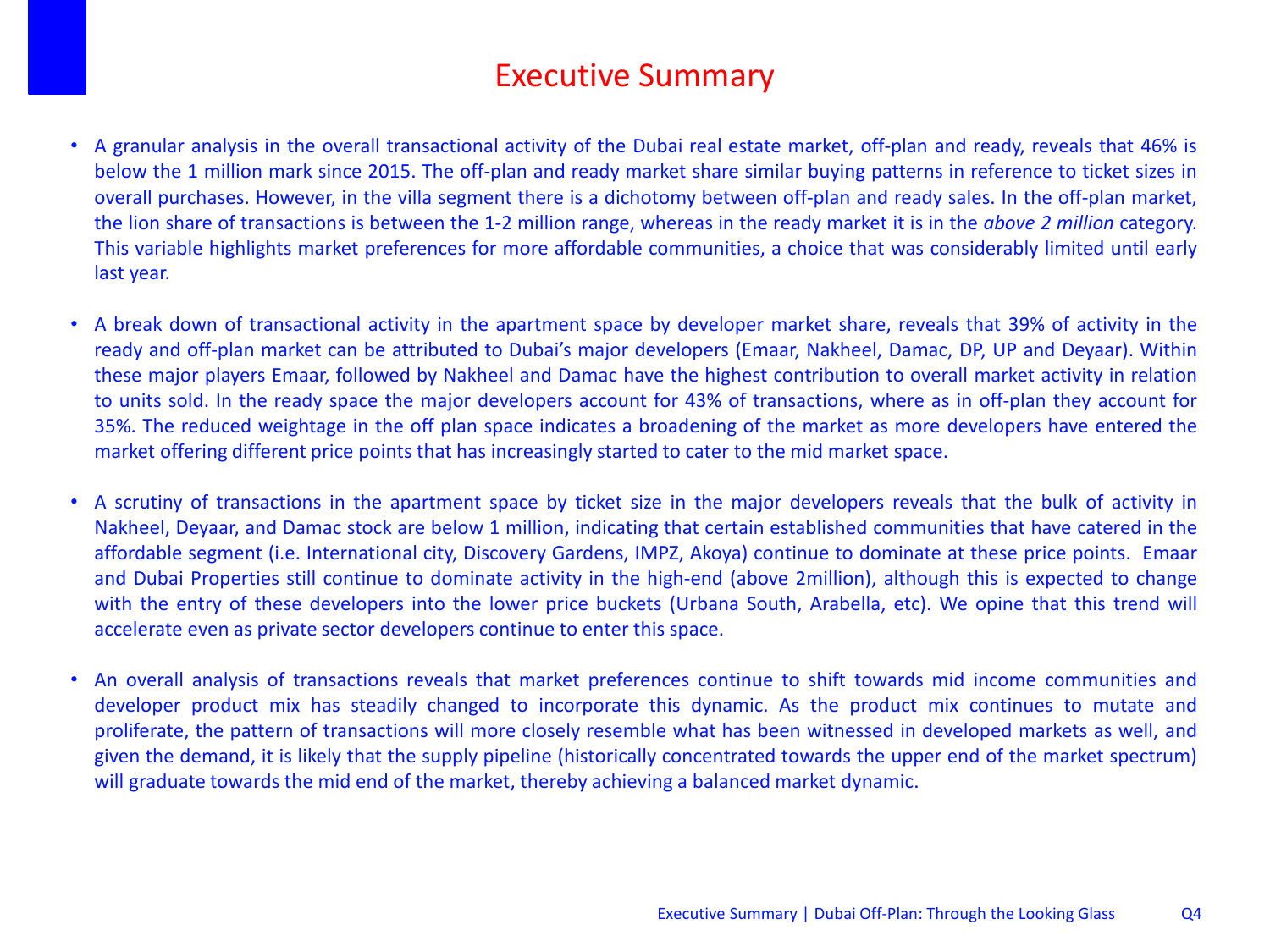# Executive Summary

- A granular analysis in the overall transactional activity of the Dubai real estate market, off-plan and ready, reveals that 46% is below the 1 million mark since 2015. The off-plan and ready market share similar buying patterns in reference to ticket sizes in overall purchases. However, in the villa segment there is a dichotomy between off-plan and ready sales. In the off-plan market, the lion share of transactions is between the 1-2 million range, whereas in the ready market it is in the *above 2 million* category. This variable highlights market preferences for more affordable communities, a choice that was considerably limited until early last year.

- A break down of transactional activity in the apartment space by developer market share, reveals that 39% of activity in the ready and off-plan market can be attributed to Dubai's major developers (Emaar, Nakheel, Damac, DP, UP and Deyaar). Within these major players Emaar, followed by Nakheel and Damac have the highest contribution to overall market activity in relation to units sold. In the ready space the major developers account for 43% of transactions, where as in off-plan they account for 35%. The reduced weightage in the off plan space indicates a broadening of the market as more developers have entered the market offering different price points that has increasingly started to cater to the mid market space.

- A scrutiny of transactions in the apartment space by ticket size in the major developers reveals that the bulk of activity in Nakheel, Deyaar, and Damac stock are below 1 million, indicating that certain established communities that have catered in the affordable segment (i.e. International city, Discovery Gardens, IMPZ, Akoya) continue to dominate at these price points. Emaar and Dubai Properties still continue to dominate activity in the high-end (above 2million), although this is expected to change with the entry of these developers into the lower price buckets (Urbana South, Arabella, etc). We opine that this trend will accelerate even as private sector developers continue to enter this space.

- An overall analysis of transactions reveals that market preferences continue to shift towards mid income communities and developer product mix has steadily changed to incorporate this dynamic. As the product mix continues to mutate and proliferate, the pattern of transactions will more closely resemble what has been witnessed in developed markets as well, and given the demand, it is likely that the supply pipeline (historically concentrated towards the upper end of the market spectrum) will graduate towards the mid end of the market, thereby achieving a balanced market dynamic.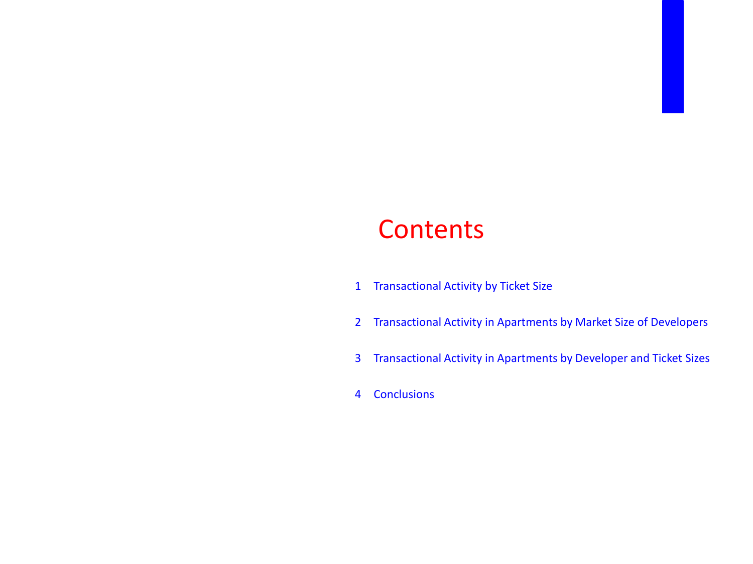# Contents

1. Transactional Activity by Ticket Size
2. Transactional Activity in Apartments by Market Size of Developers
3. Transactional Activity in Apartments by Developer and Ticket Sizes
4. Conclusions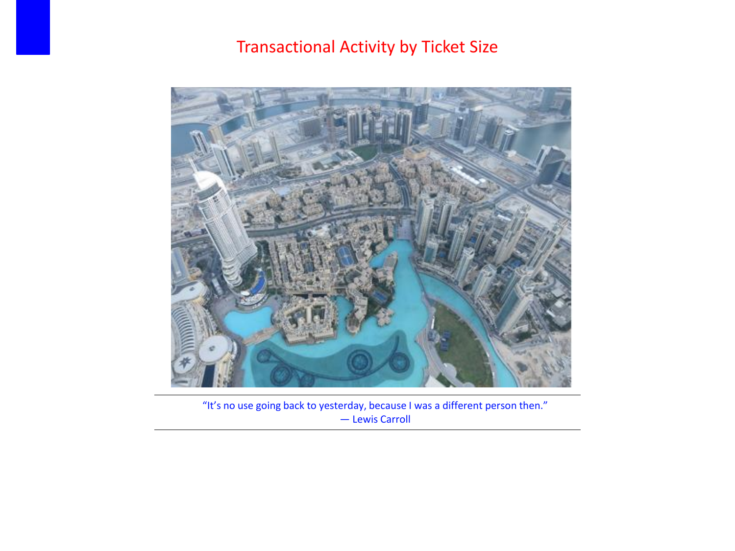# Transactional Activity by Ticket Size

"It's no use going back to yesterday, because I was a different person then."
— Lewis Carroll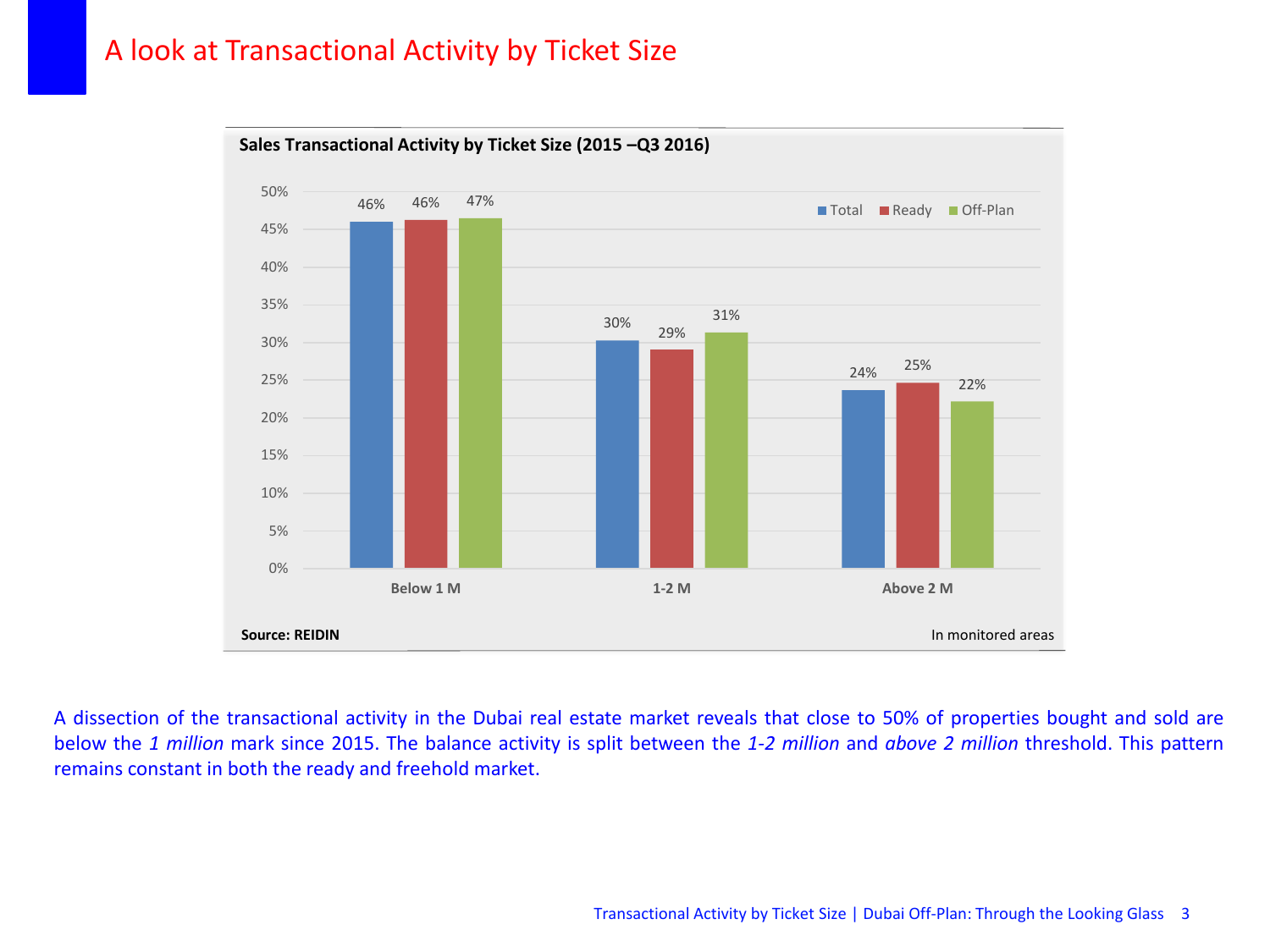# A look at Transactional Activity by Ticket Size

**Sales Transactional Activity by Ticket Size (2015 –Q3 2016)**

| | Total | Ready | Off-Plan |
|---|---|---|---|
| Below 1 M | 46% | 46% | 47% |
| 1-2 M | 30% | 29% | 31% |
| Above 2 M | 24% | 25% | 22% |

**Source: REIDIN**

In monitored areas

A dissection of the transactional activity in the Dubai real estate market reveals that close to 50% of properties bought and sold are below the *1 million* mark since 2015. The balance activity is split between the *1-2 million* and *above 2 million* threshold. This pattern remains constant in both the ready and freehold market.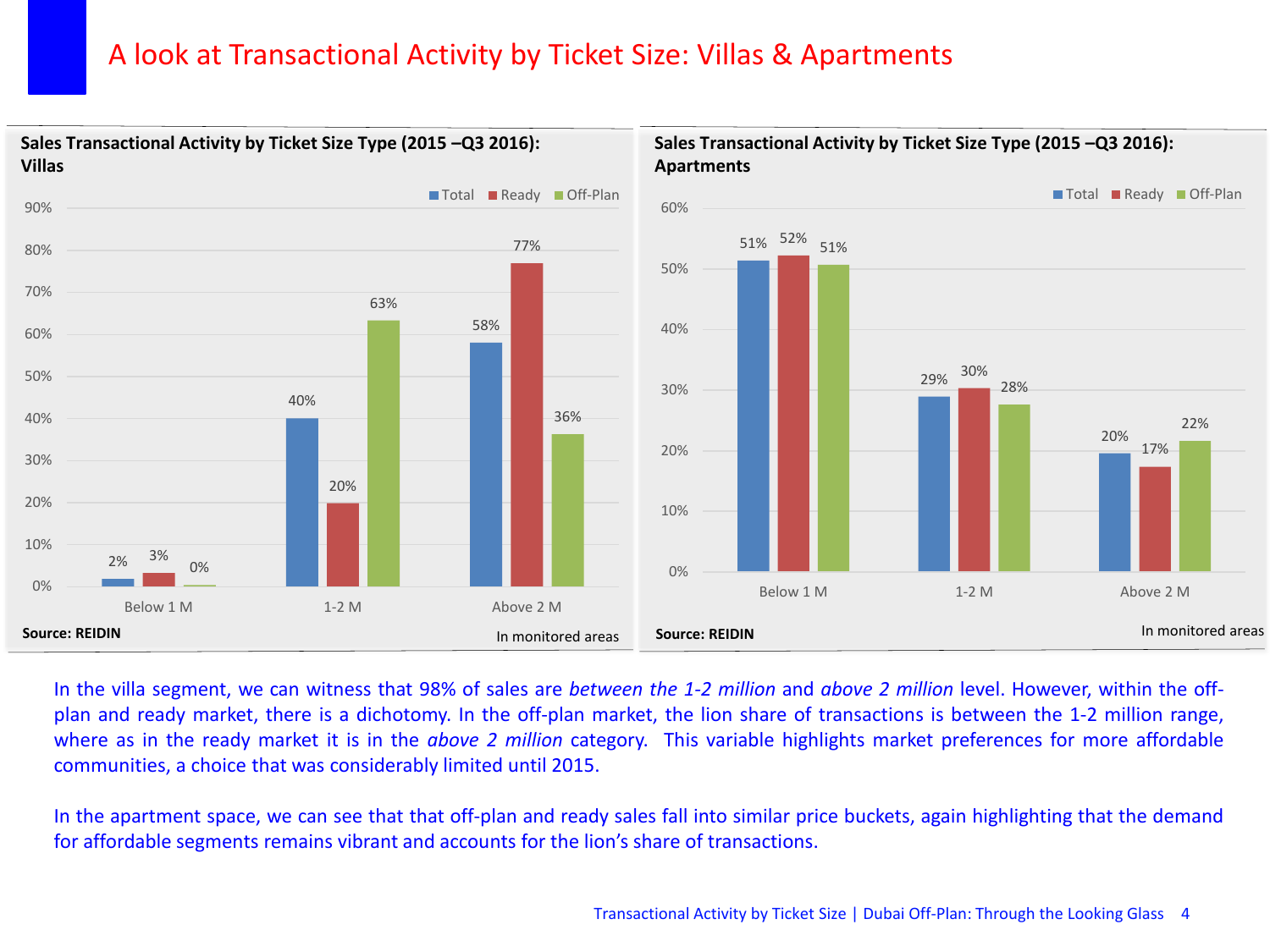# A look at Transactional Activity by Ticket Size: Villas & Apartments

**Sales Transactional Activity by Ticket Size Type (2015 –Q3 2016): Villas**

| | Total | Ready | Off-Plan |
|---|---|---|---|
| Below 1 M | 2% | 3% | 0% |
| 1-2 M | 40% | 20% | 63% |
| Above 2 M | 58% | 77% | 36% |

**Source: REIDIN**

In monitored areas

**Sales Transactional Activity by Ticket Size Type (2015 –Q3 2016): Apartments**

| | Total | Ready | Off-Plan |
|---|---|---|---|
| Below 1 M | 51% | 52% | 51% |
| 1-2 M | 29% | 30% | 28% |
| Above 2 M | 20% | 17% | 22% |

**Source: REIDIN**

In monitored areas

In the villa segment, we can witness that 98% of sales are *between the 1-2 million* and *above 2 million* level. However, within the off-plan and ready market, there is a dichotomy. In the off-plan market, the lion share of transactions is between the 1-2 million range, where as in the ready market it is in the *above 2 million* category. This variable highlights market preferences for more affordable communities, a choice that was considerably limited until 2015.

In the apartment space, we can see that that off-plan and ready sales fall into similar price buckets, again highlighting that the demand for affordable segments remains vibrant and accounts for the lion's share of transactions.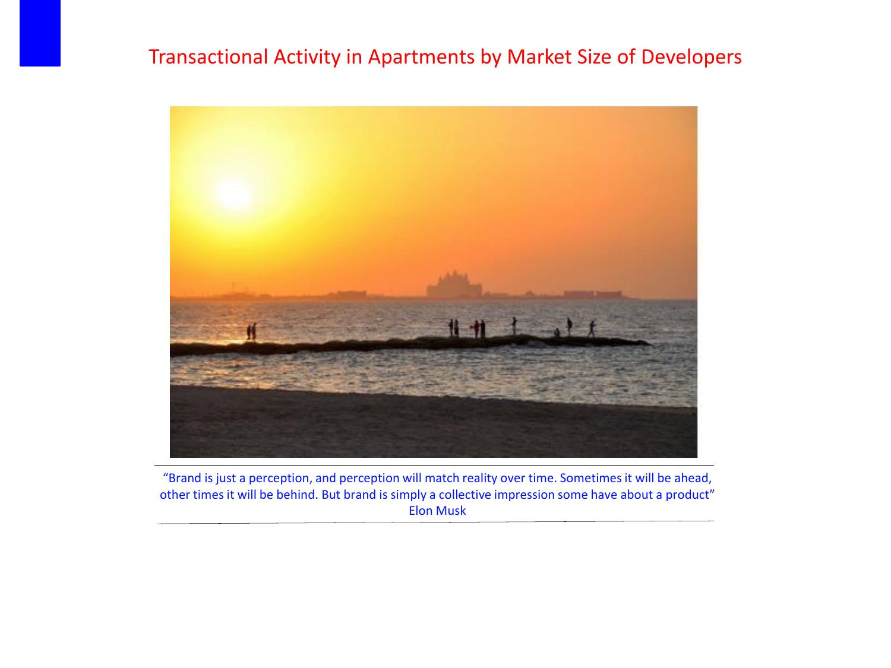# Transactional Activity in Apartments by Market Size of Developers

"Brand is just a perception, and perception will match reality over time. Sometimes it will be ahead, other times it will be behind. But brand is simply a collective impression some have about a product"
Elon Musk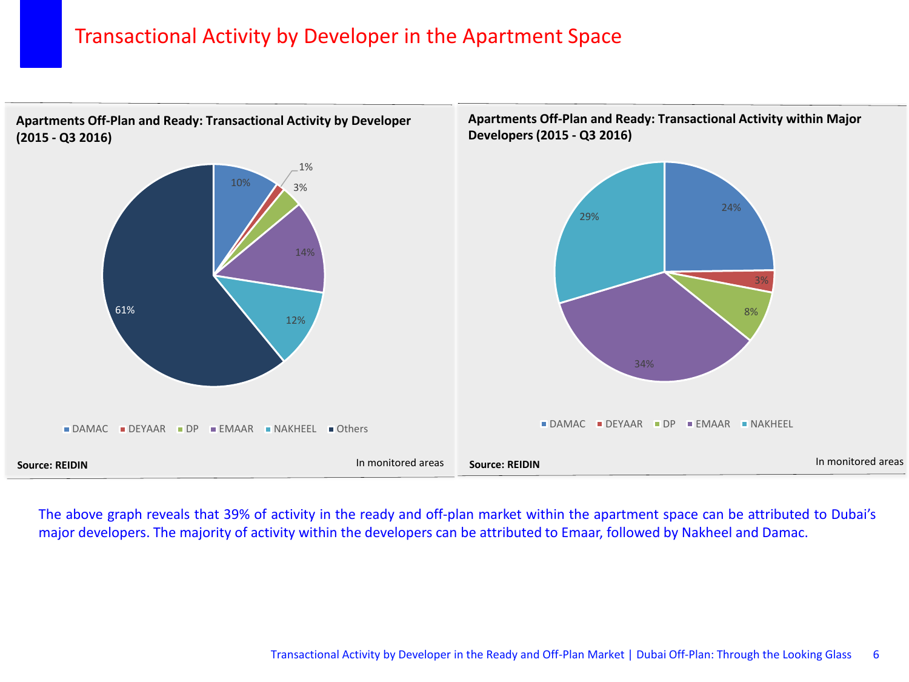# Transactional Activity by Developer in the Apartment Space

**Apartments Off-Plan and Ready: Transactional Activity by Developer (2015 - Q3 2016)**

| Developer | Share |
|---|---|
| DAMAC | 10% |
| DEYAAR | 1% |
| DP | 3% |
| EMAAR | 14% |
| NAKHEEL | 12% |
| Others | 61% |

**Source: REIDIN**

In monitored areas

**Apartments Off-Plan and Ready: Transactional Activity within Major Developers (2015 - Q3 2016)**

| Developer | Share |
|---|---|
| DAMAC | 24% |
| DEYAAR | 3% |
| DP | 8% |
| EMAAR | 34% |
| NAKHEEL | 29% |

**Source: REIDIN**

In monitored areas

The above graph reveals that 39% of activity in the ready and off-plan market within the apartment space can be attributed to Dubai's major developers. The majority of activity within the developers can be attributed to Emaar, followed by Nakheel and Damac.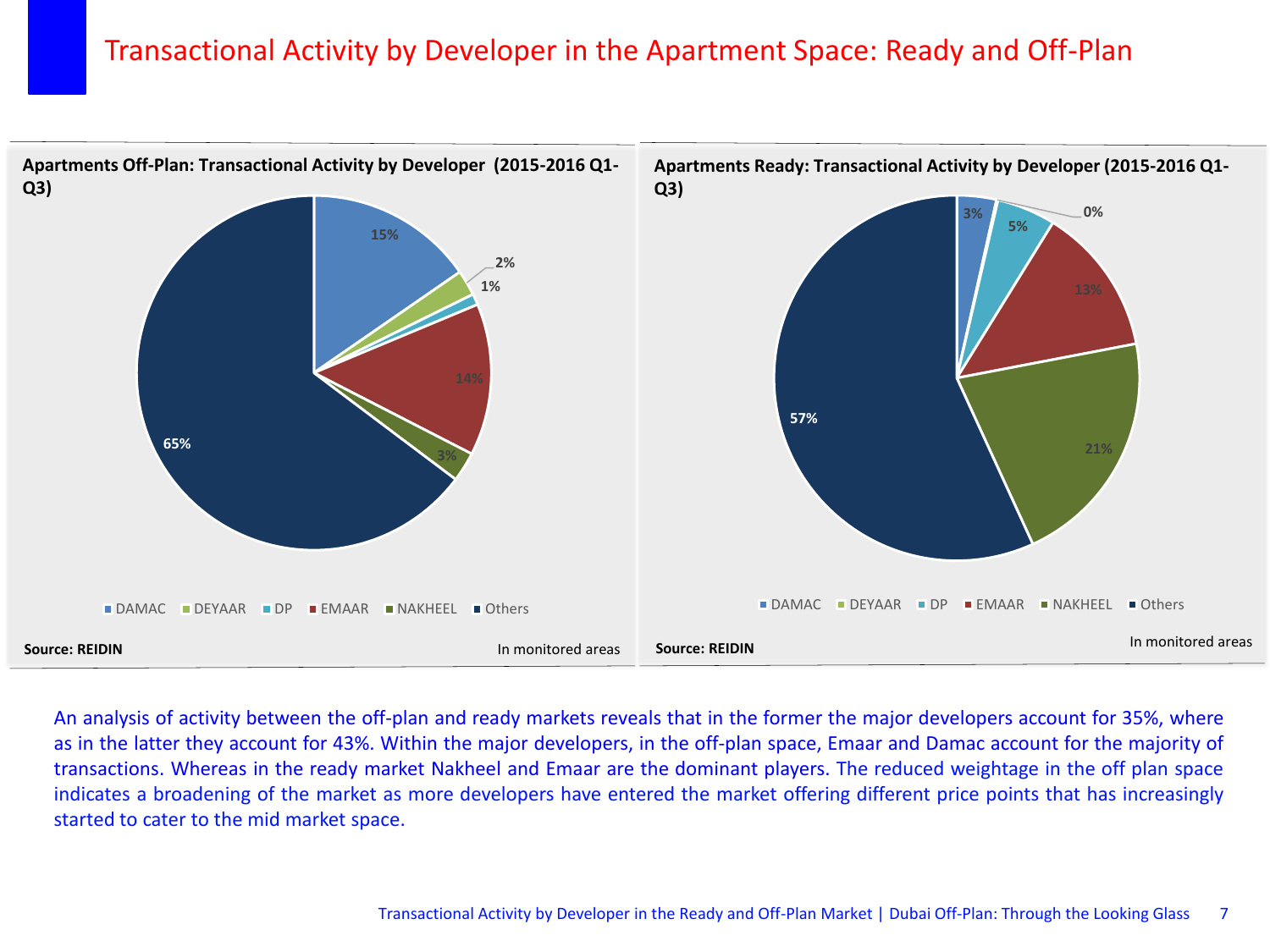# Transactional Activity by Developer in the Apartment Space: Ready and Off-Plan

**Apartments Off-Plan: Transactional Activity by Developer (2015-2016 Q1-Q3)**

| Developer | Share |
|---|---|
| DAMAC | 15% |
| DEYAAR | 2% |
| DP | 1% |
| EMAAR | 14% |
| NAKHEEL | 3% |
| Others | 65% |

**Source: REIDIN**

In monitored areas

**Apartments Ready: Transactional Activity by Developer (2015-2016 Q1-Q3)**

| Developer | Share |
|---|---|
| DAMAC | 3% |
| DEYAAR | 0% |
| DP | 5% |
| EMAAR | 13% |
| NAKHEEL | 21% |
| Others | 57% |

**Source: REIDIN**

In monitored areas

An analysis of activity between the off-plan and ready markets reveals that in the former the major developers account for 35%, where as in the latter they account for 43%. Within the major developers, in the off-plan space, Emaar and Damac account for the majority of transactions. Whereas in the ready market Nakheel and Emaar are the dominant players. The reduced weightage in the off plan space indicates a broadening of the market as more developers have entered the market offering different price points that has increasingly started to cater to the mid market space.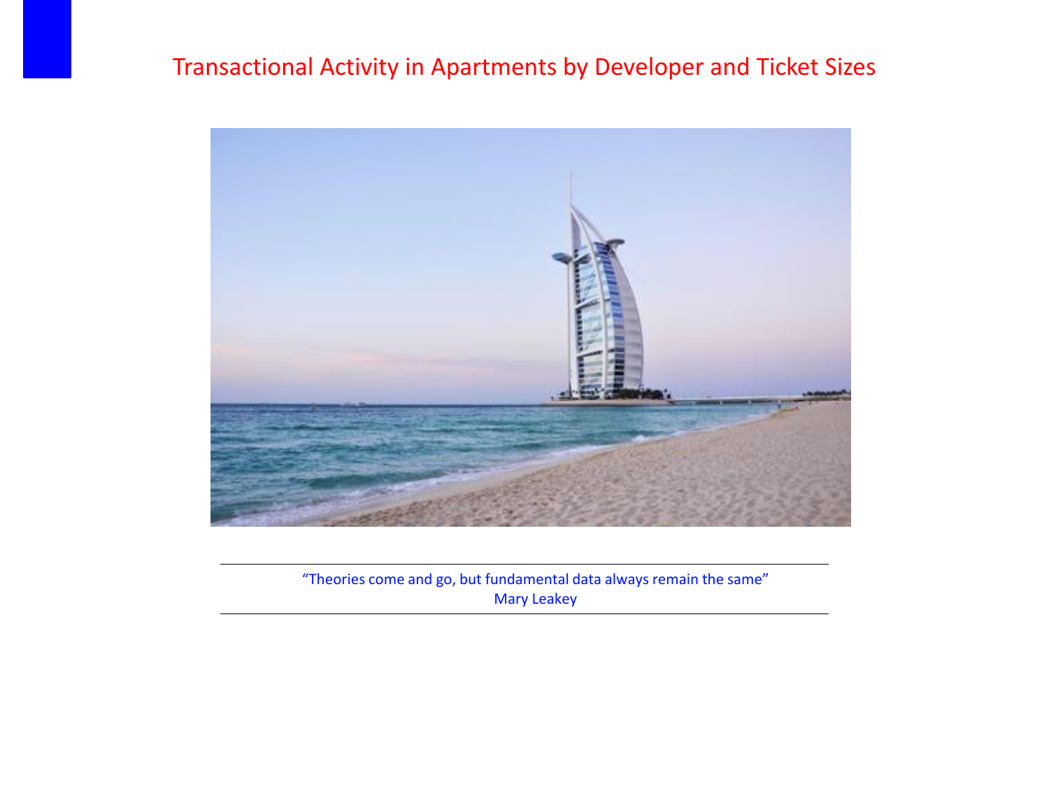# Transactional Activity in Apartments by Developer and Ticket Sizes

"Theories come and go, but fundamental data always remain the same"
Mary Leakey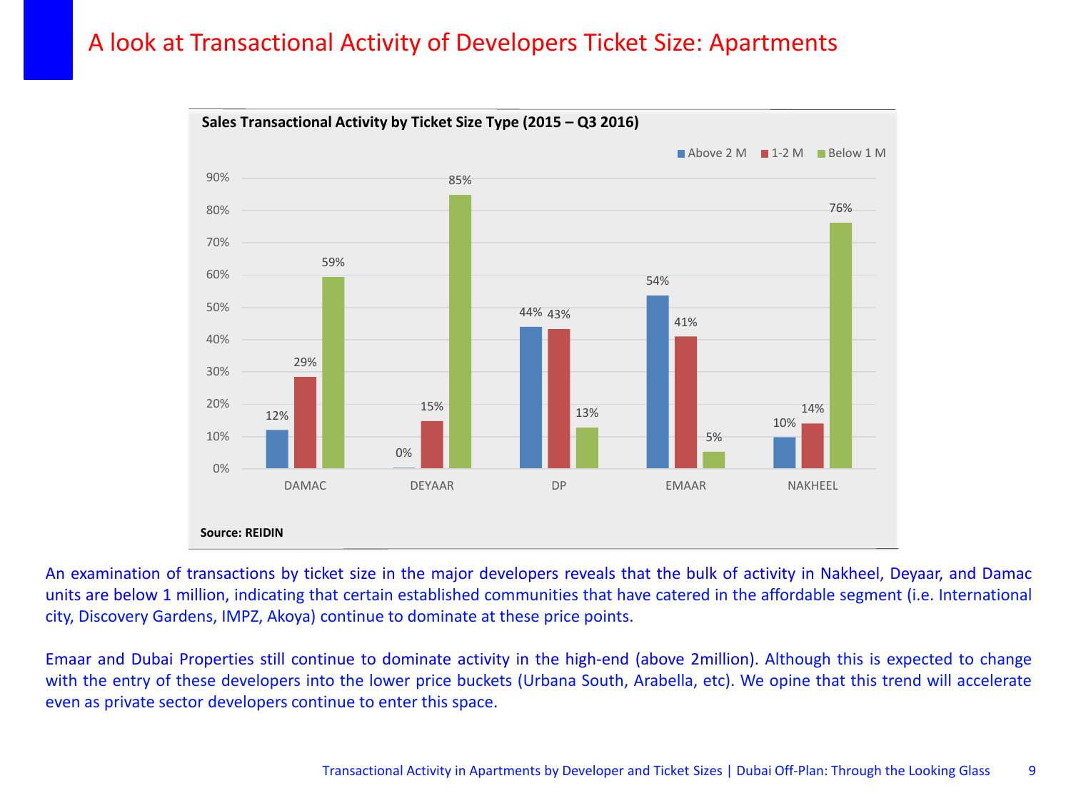# A look at Transactional Activity of Developers Ticket Size: Apartments

**Sales Transactional Activity by Ticket Size Type (2015 – Q3 2016)**

| Developer | Above 2 M | 1-2 M | Below 1 M |
|---|---|---|---|
| DAMAC | 12% | 29% | 59% |
| DEYAAR | 0% | 15% | 85% |
| DP | 44% | 43% | 13% |
| EMAAR | 54% | 41% | 5% |
| NAKHEEL | 10% | 14% | 76% |

**Source: REIDIN**

An examination of transactions by ticket size in the major developers reveals that the bulk of activity in Nakheel, Deyaar, and Damac units are below 1 million, indicating that certain established communities that have catered in the affordable segment (i.e. International city, Discovery Gardens, IMPZ, Akoya) continue to dominate at these price points.

Emaar and Dubai Properties still continue to dominate activity in the high-end (above 2million). Although this is expected to change with the entry of these developers into the lower price buckets (Urbana South, Arabella, etc). We opine that this trend will accelerate even as private sector developers continue to enter this space.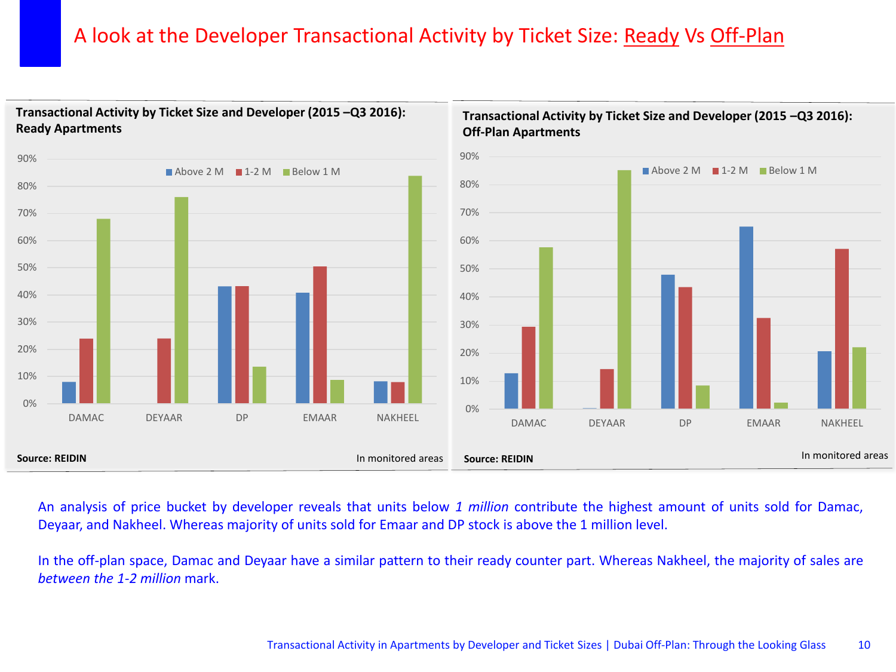# A look at the Developer Transactional Activity by Ticket Size: Ready Vs Off-Plan

**Transactional Activity by Ticket Size and Developer (2015 –Q3 2016): Ready Apartments**

| Developer | Above 2 M | 1-2 M | Below 1 M |
|---|---|---|---|
| DAMAC | 8% | 24% | 68% |
| DEYAAR | 0% | 24% | 76% |
| DP | 43% | 43% | 14% |
| EMAAR | 41% | 50% | 9% |
| NAKHEEL | 8% | 8% | 84% |

**Source: REIDIN** — In monitored areas

**Transactional Activity by Ticket Size and Developer (2015 –Q3 2016): Off-Plan Apartments**

| Developer | Above 2 M | 1-2 M | Below 1 M |
|---|---|---|---|
| DAMAC | 13% | 29% | 58% |
| DEYAAR | 0% | 14% | 85% |
| DP | 48% | 43% | 8% |
| EMAAR | 65% | 32% | 2% |
| NAKHEEL | 21% | 57% | 22% |

**Source: REIDIN** — In monitored areas

An analysis of price bucket by developer reveals that units below *1 million* contribute the highest amount of units sold for Damac, Deyaar, and Nakheel. Whereas majority of units sold for Emaar and DP stock is above the 1 million level.

In the off-plan space, Damac and Deyaar have a similar pattern to their ready counter part. Whereas Nakheel, the majority of sales are *between the 1-2 million* mark.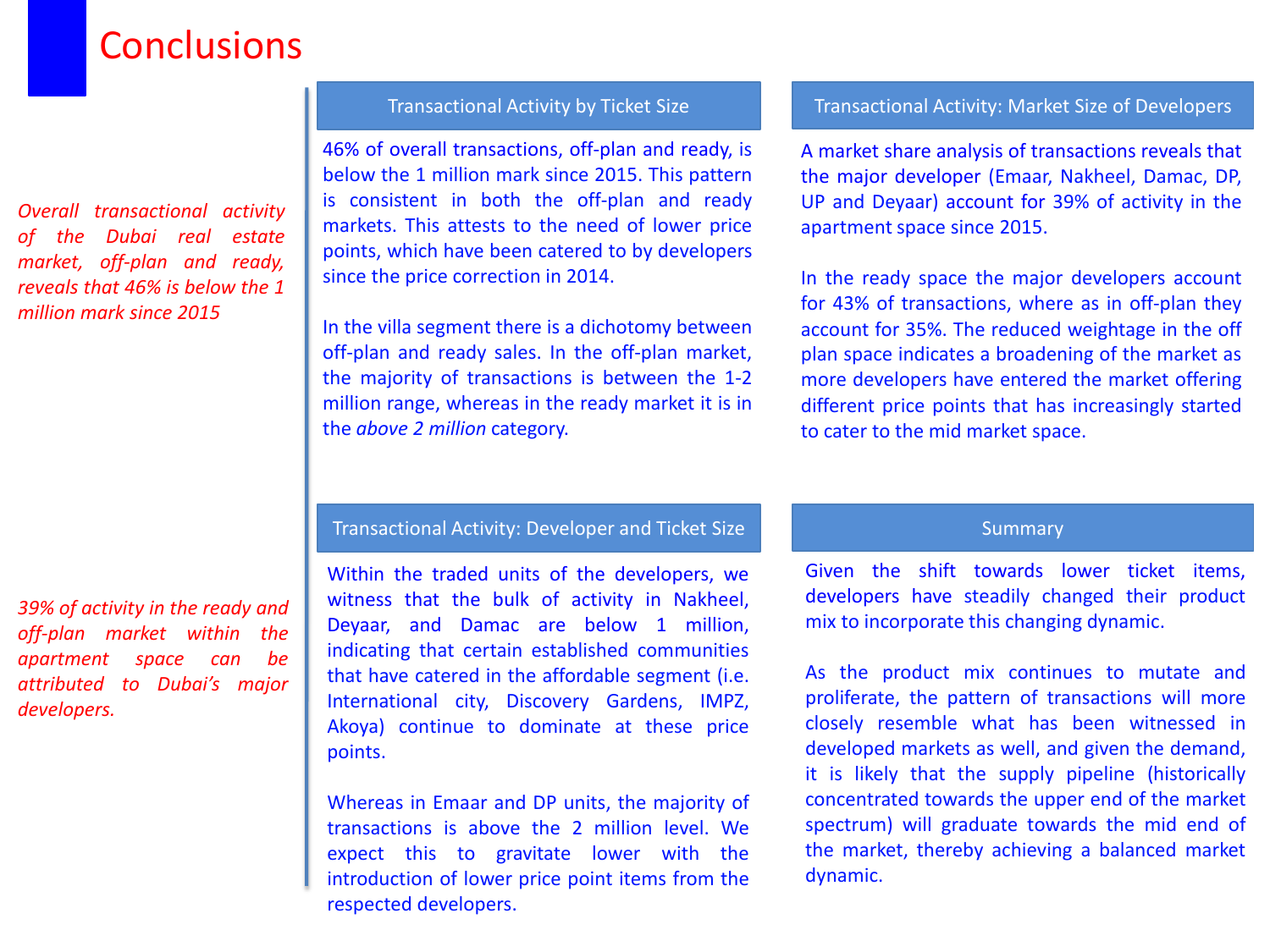# Conclusions

*Overall transactional activity of the Dubai real estate market, off-plan and ready, reveals that 46% is below the 1 million mark since 2015*

*39% of activity in the ready and off-plan market within the apartment space can be attributed to Dubai's major developers.*

## Transactional Activity by Ticket Size

46% of overall transactions, off-plan and ready, is below the 1 million mark since 2015. This pattern is consistent in both the off-plan and ready markets. This attests to the need of lower price points, which have been catered to by developers since the price correction in 2014.

In the villa segment there is a dichotomy between off-plan and ready sales. In the off-plan market, the majority of transactions is between the 1-2 million range, whereas in the ready market it is in the *above 2 million* category.

## Transactional Activity: Market Size of Developers

A market share analysis of transactions reveals that the major developer (Emaar, Nakheel, Damac, DP, UP and Deyaar) account for 39% of activity in the apartment space since 2015.

In the ready space the major developers account for 43% of transactions, where as in off-plan they account for 35%. The reduced weightage in the off plan space indicates a broadening of the market as more developers have entered the market offering different price points that has increasingly started to cater to the mid market space.

## Transactional Activity: Developer and Ticket Size

Within the traded units of the developers, we witness that the bulk of activity in Nakheel, Deyaar, and Damac are below 1 million, indicating that certain established communities that have catered in the affordable segment (i.e. International city, Discovery Gardens, IMPZ, Akoya) continue to dominate at these price points.

Whereas in Emaar and DP units, the majority of transactions is above the 2 million level. We expect this to gravitate lower with the introduction of lower price point items from the respected developers.

## Summary

Given the shift towards lower ticket items, developers have steadily changed their product mix to incorporate this changing dynamic.

As the product mix continues to mutate and proliferate, the pattern of transactions will more closely resemble what has been witnessed in developed markets as well, and given the demand, it is likely that the supply pipeline (historically concentrated towards the upper end of the market spectrum) will graduate towards the mid end of the market, thereby achieving a balanced market dynamic.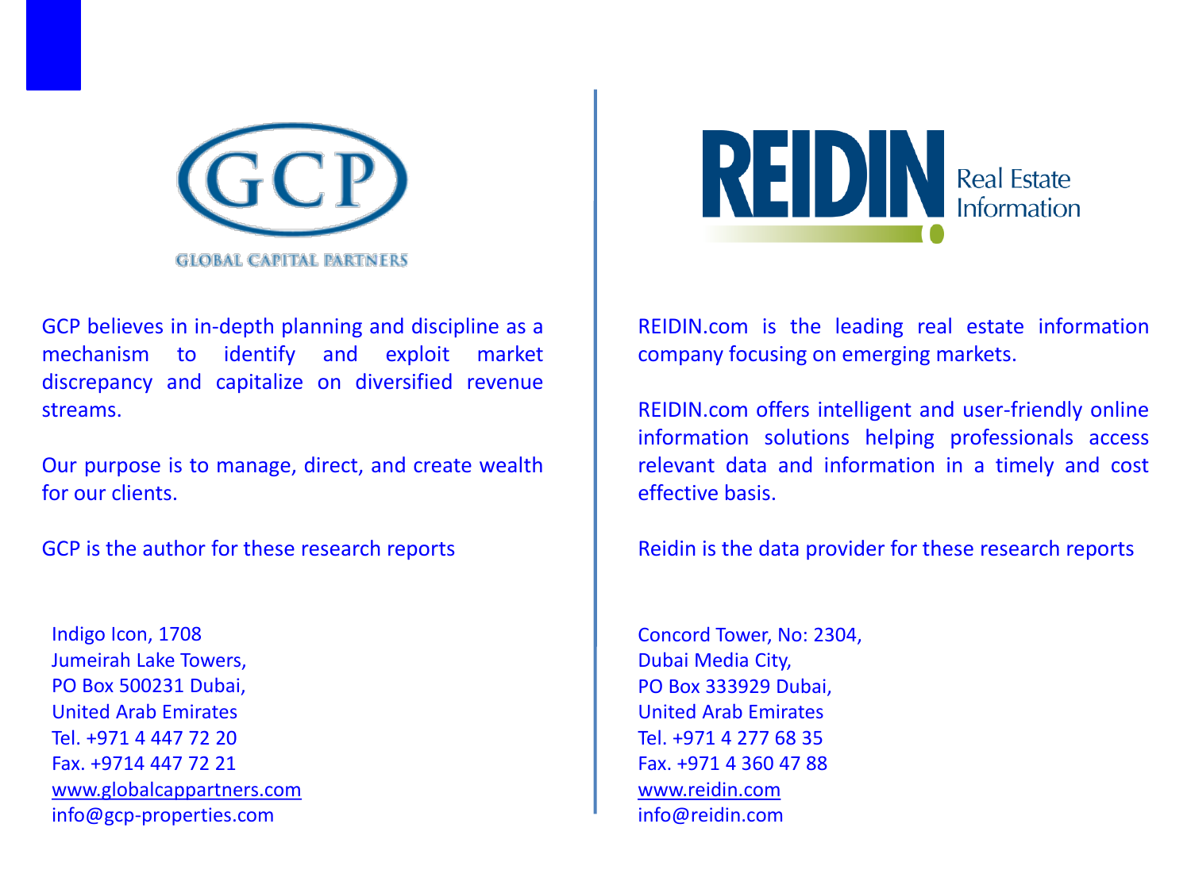GCP

GLOBAL CAPITAL PARTNERS

GCP believes in in-depth planning and discipline as a mechanism to identify and exploit market discrepancy and capitalize on diversified revenue streams.

Our purpose is to manage, direct, and create wealth for our clients.

GCP is the author for these research reports

Indigo Icon, 1708
Jumeirah Lake Towers,
PO Box 500231 Dubai,
United Arab Emirates
Tel. +971 4 447 72 20
Fax. +9714 447 72 21
www.globalcappartners.com
info@gcp-properties.com

REIDIN Real Estate Information

REIDIN.com is the leading real estate information company focusing on emerging markets.

REIDIN.com offers intelligent and user-friendly online information solutions helping professionals access relevant data and information in a timely and cost effective basis.

Reidin is the data provider for these research reports

Concord Tower, No: 2304,
Dubai Media City,
PO Box 333929 Dubai,
United Arab Emirates
Tel. +971 4 277 68 35
Fax. +971 4 360 47 88
www.reidin.com
info@reidin.com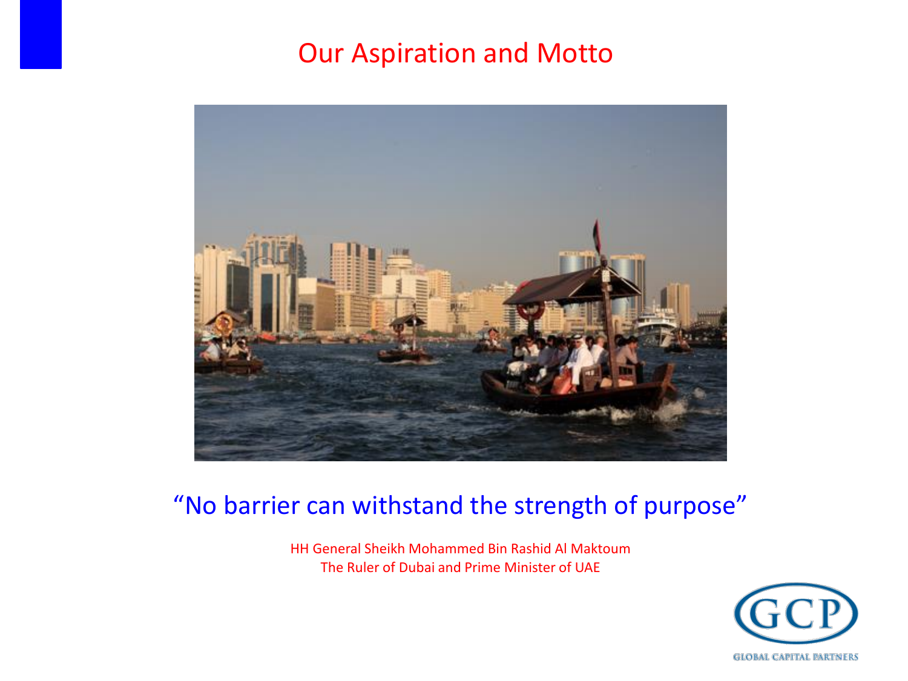# Our Aspiration and Motto

"No barrier can withstand the strength of purpose"

HH General Sheikh Mohammed Bin Rashid Al Maktoum
The Ruler of Dubai and Prime Minister of UAE